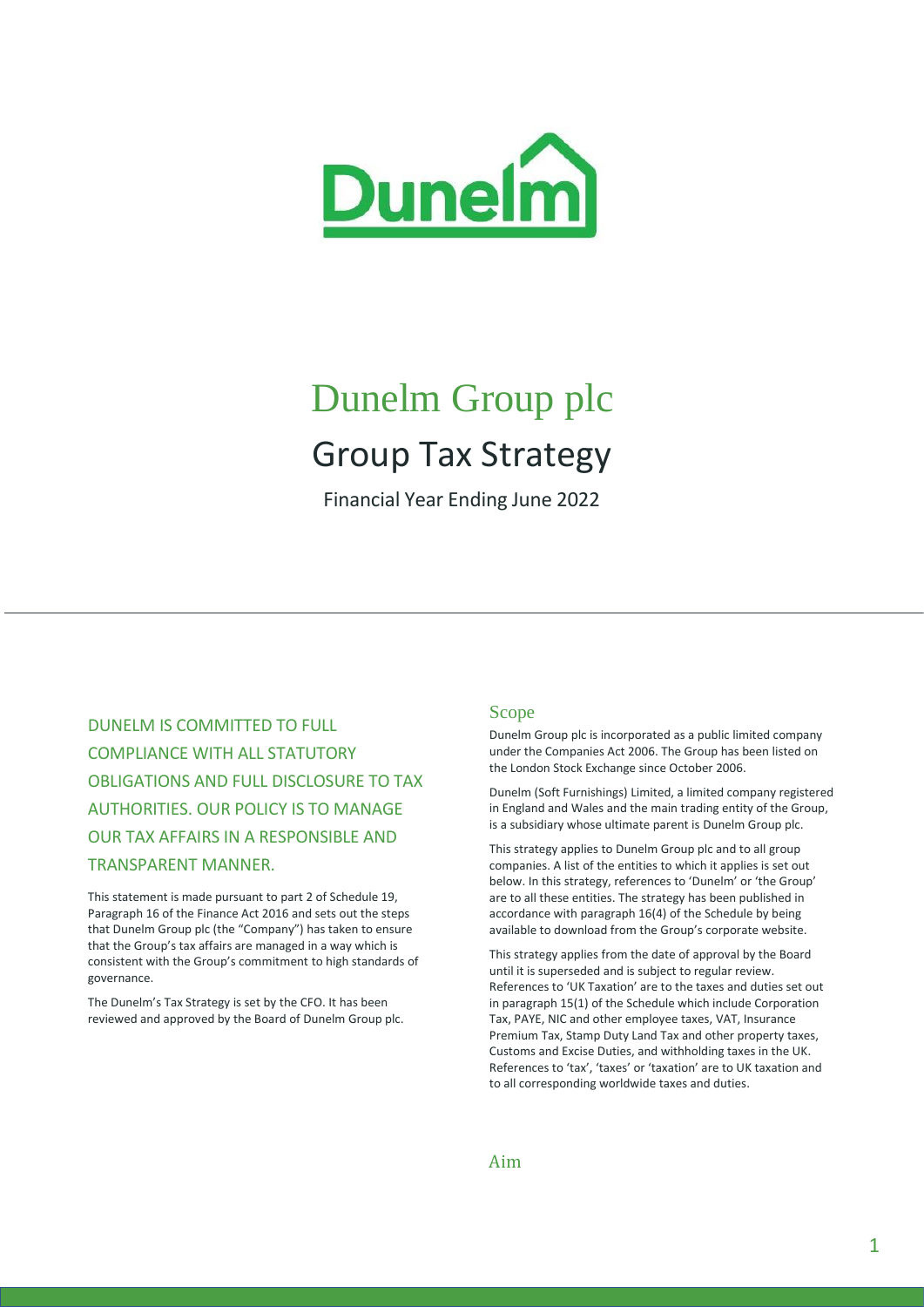Dunelm

# Dunelm Group plc

## Group Tax Strategy

Financial Year Ending June 2022

---

DUNELM IS COMMITTED TO FULL COMPLIANCE WITH ALL STATUTORY OBLIGATIONS AND FULL DISCLOSURE TO TAX AUTHORITIES. OUR POLICY IS TO MANAGE OUR TAX AFFAIRS IN A RESPONSIBLE AND TRANSPARENT MANNER.

This statement is made pursuant to part 2 of Schedule 19, Paragraph 16 of the Finance Act 2016 and sets out the steps that Dunelm Group plc (the "Company") has taken to ensure that the Group's tax affairs are managed in a way which is consistent with the Group's commitment to high standards of governance.

The Dunelm's Tax Strategy is set by the CFO. It has been reviewed and approved by the Board of Dunelm Group plc.

### Scope

Dunelm Group plc is incorporated as a public limited company under the Companies Act 2006. The Group has been listed on the London Stock Exchange since October 2006.

Dunelm (Soft Furnishings) Limited, a limited company registered in England and Wales and the main trading entity of the Group, is a subsidiary whose ultimate parent is Dunelm Group plc.

This strategy applies to Dunelm Group plc and to all group companies. A list of the entities to which it applies is set out below. In this strategy, references to 'Dunelm' or 'the Group' are to all these entities. The strategy has been published in accordance with paragraph 16(4) of the Schedule by being available to download from the Group's corporate website.

This strategy applies from the date of approval by the Board until it is superseded and is subject to regular review. References to 'UK Taxation' are to the taxes and duties set out in paragraph 15(1) of the Schedule which include Corporation Tax, PAYE, NIC and other employee taxes, VAT, Insurance Premium Tax, Stamp Duty Land Tax and other property taxes, Customs and Excise Duties, and withholding taxes in the UK. References to 'tax', 'taxes' or 'taxation' are to UK taxation and to all corresponding worldwide taxes and duties.

### Aim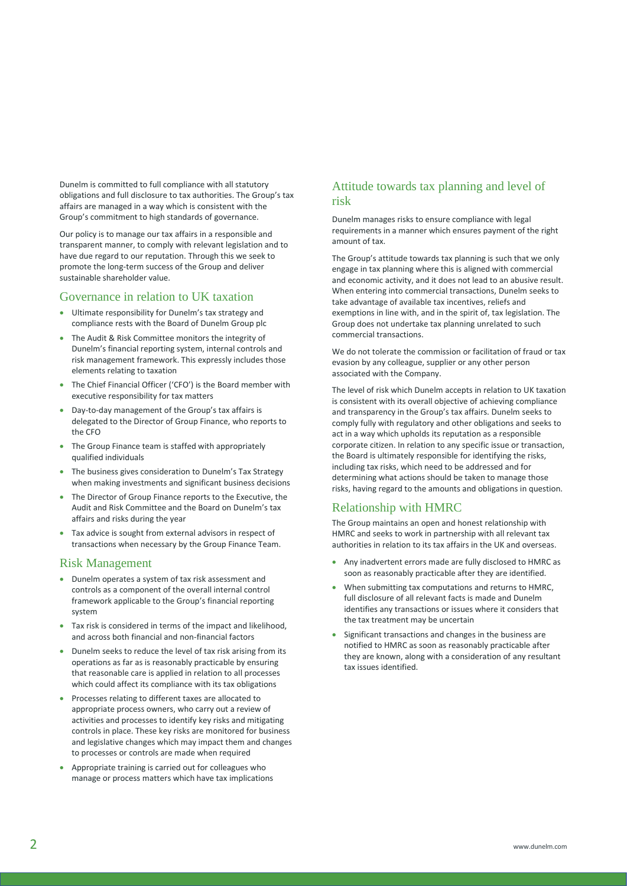Dunelm is committed to full compliance with all statutory obligations and full disclosure to tax authorities. The Group's tax affairs are managed in a way which is consistent with the Group's commitment to high standards of governance.

Our policy is to manage our tax affairs in a responsible and transparent manner, to comply with relevant legislation and to have due regard to our reputation. Through this we seek to promote the long-term success of the Group and deliver sustainable shareholder value.

## Governance in relation to UK taxation

- Ultimate responsibility for Dunelm's tax strategy and compliance rests with the Board of Dunelm Group plc
- The Audit & Risk Committee monitors the integrity of Dunelm's financial reporting system, internal controls and risk management framework. This expressly includes those elements relating to taxation
- The Chief Financial Officer ('CFO') is the Board member with executive responsibility for tax matters
- Day-to-day management of the Group's tax affairs is delegated to the Director of Group Finance, who reports to the CFO
- The Group Finance team is staffed with appropriately qualified individuals
- The business gives consideration to Dunelm's Tax Strategy when making investments and significant business decisions
- The Director of Group Finance reports to the Executive, the Audit and Risk Committee and the Board on Dunelm's tax affairs and risks during the year
- Tax advice is sought from external advisors in respect of transactions when necessary by the Group Finance Team.

## Risk Management

- Dunelm operates a system of tax risk assessment and controls as a component of the overall internal control framework applicable to the Group's financial reporting system
- Tax risk is considered in terms of the impact and likelihood, and across both financial and non-financial factors
- Dunelm seeks to reduce the level of tax risk arising from its operations as far as is reasonably practicable by ensuring that reasonable care is applied in relation to all processes which could affect its compliance with its tax obligations
- Processes relating to different taxes are allocated to appropriate process owners, who carry out a review of activities and processes to identify key risks and mitigating controls in place. These key risks are monitored for business and legislative changes which may impact them and changes to processes or controls are made when required
- Appropriate training is carried out for colleagues who manage or process matters which have tax implications

## Attitude towards tax planning and level of risk

Dunelm manages risks to ensure compliance with legal requirements in a manner which ensures payment of the right amount of tax.

The Group's attitude towards tax planning is such that we only engage in tax planning where this is aligned with commercial and economic activity, and it does not lead to an abusive result. When entering into commercial transactions, Dunelm seeks to take advantage of available tax incentives, reliefs and exemptions in line with, and in the spirit of, tax legislation. The Group does not undertake tax planning unrelated to such commercial transactions.

We do not tolerate the commission or facilitation of fraud or tax evasion by any colleague, supplier or any other person associated with the Company.

The level of risk which Dunelm accepts in relation to UK taxation is consistent with its overall objective of achieving compliance and transparency in the Group's tax affairs. Dunelm seeks to comply fully with regulatory and other obligations and seeks to act in a way which upholds its reputation as a responsible corporate citizen. In relation to any specific issue or transaction, the Board is ultimately responsible for identifying the risks, including tax risks, which need to be addressed and for determining what actions should be taken to manage those risks, having regard to the amounts and obligations in question.

## Relationship with HMRC

The Group maintains an open and honest relationship with HMRC and seeks to work in partnership with all relevant tax authorities in relation to its tax affairs in the UK and overseas.

- Any inadvertent errors made are fully disclosed to HMRC as soon as reasonably practicable after they are identified.
- When submitting tax computations and returns to HMRC, full disclosure of all relevant facts is made and Dunelm identifies any transactions or issues where it considers that the tax treatment may be uncertain
- Significant transactions and changes in the business are notified to HMRC as soon as reasonably practicable after they are known, along with a consideration of any resultant tax issues identified.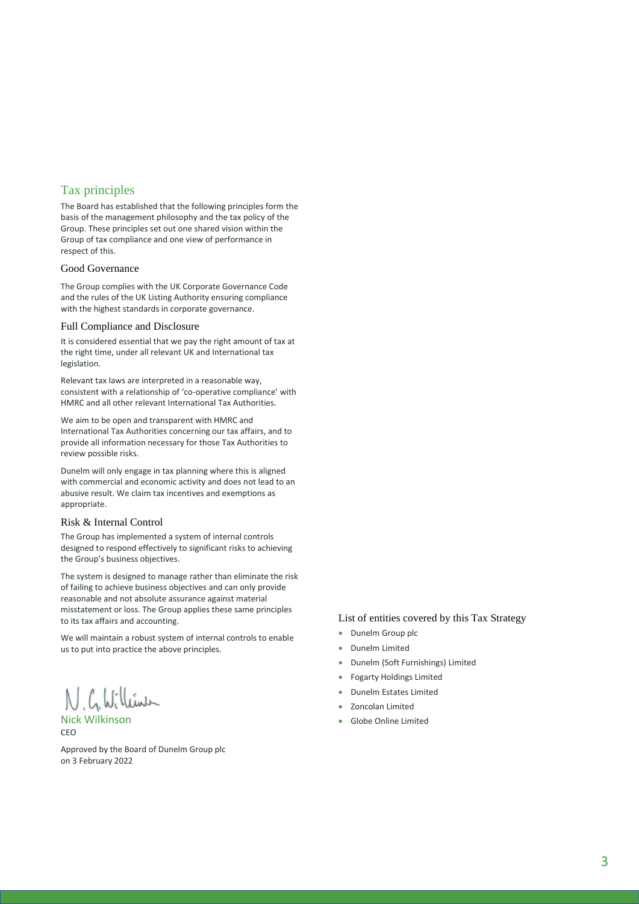## Tax principles

The Board has established that the following principles form the basis of the management philosophy and the tax policy of the Group. These principles set out one shared vision within the Group of tax compliance and one view of performance in respect of this.

### Good Governance

The Group complies with the UK Corporate Governance Code and the rules of the UK Listing Authority ensuring compliance with the highest standards in corporate governance.

### Full Compliance and Disclosure

It is considered essential that we pay the right amount of tax at the right time, under all relevant UK and International tax legislation.

Relevant tax laws are interpreted in a reasonable way, consistent with a relationship of 'co-operative compliance' with HMRC and all other relevant International Tax Authorities.

We aim to be open and transparent with HMRC and International Tax Authorities concerning our tax affairs, and to provide all information necessary for those Tax Authorities to review possible risks.

Dunelm will only engage in tax planning where this is aligned with commercial and economic activity and does not lead to an abusive result. We claim tax incentives and exemptions as appropriate.

### Risk & Internal Control

The Group has implemented a system of internal controls designed to respond effectively to significant risks to achieving the Group's business objectives.

The system is designed to manage rather than eliminate the risk of failing to achieve business objectives and can only provide reasonable and not absolute assurance against material misstatement or loss. The Group applies these same principles to its tax affairs and accounting.

We will maintain a robust system of internal controls to enable us to put into practice the above principles.

N. G. Wilkinson

Nick Wilkinson
CEO

Approved by the Board of Dunelm Group plc on 3 February 2022

### List of entities covered by this Tax Strategy

- Dunelm Group plc
- Dunelm Limited
- Dunelm (Soft Furnishings) Limited
- Fogarty Holdings Limited
- Dunelm Estates Limited
- Zoncolan Limited
- Globe Online Limited